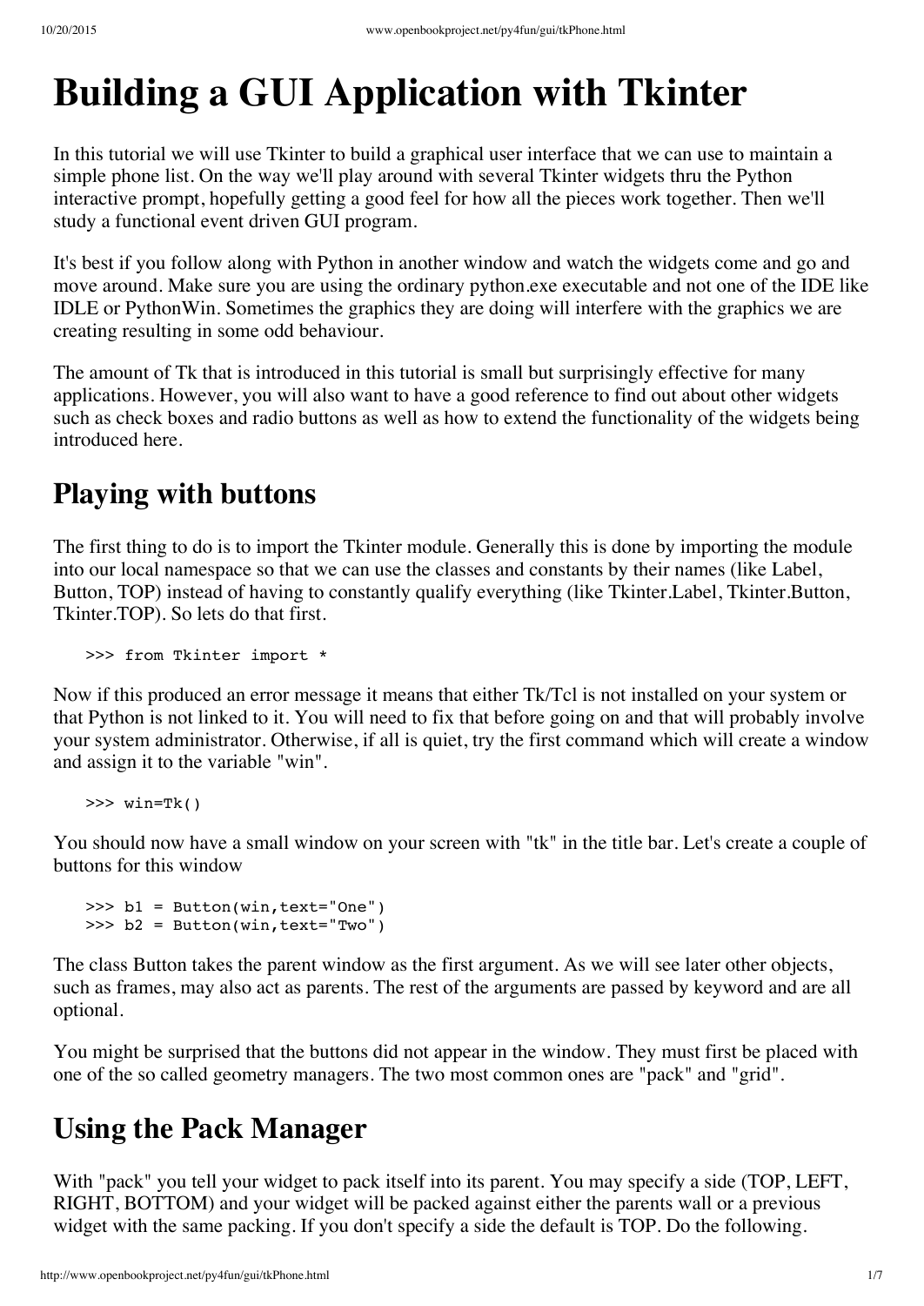# Building a GUI Application with Tkinter

In this tutorial we will use Tkinter to build a graphical user interface that we can use to maintain a simple phone list. On the way we'll play around with several Tkinter widgets thru the Python interactive prompt, hopefully getting a good feel for how all the pieces work together. Then we'll study a functional event driven GUI program.

It's best if you follow along with Python in another window and watch the widgets come and go and move around. Make sure you are using the ordinary python.exe executable and not one of the IDE like IDLE or PythonWin. Sometimes the graphics they are doing will interfere with the graphics we are creating resulting in some odd behaviour.

The amount of Tk that is introduced in this tutorial is small but surprisingly effective for many applications. However, you will also want to have a good reference to find out about other widgets such as check boxes and radio buttons as well as how to extend the functionality of the widgets being introduced here.

## Playing with buttons

The first thing to do is to import the Tkinter module. Generally this is done by importing the module into our local namespace so that we can use the classes and constants by their names (like Label, Button, TOP) instead of having to constantly qualify everything (like Tkinter.Label, Tkinter.Button, Tkinter.TOP). So lets do that first.

```
>>> from Tkinter import *
```

Now if this produced an error message it means that either Tk/Tcl is not installed on your system or that Python is not linked to it. You will need to fix that before going on and that will probably involve your system administrator. Otherwise, if all is quiet, try the first command which will create a window and assign it to the variable "win".

```
>>> win=Tk()
```

You should now have a small window on your screen with "tk" in the title bar. Let's create a couple of buttons for this window

```
>>> b1 = Button(win,text="One")
>>> b2 = Button(win,text="Two")
```

The class Button takes the parent window as the first argument. As we will see later other objects, such as frames, may also act as parents. The rest of the arguments are passed by keyword and are all optional.

You might be surprised that the buttons did not appear in the window. They must first be placed with one of the so called geometry managers. The two most common ones are "pack" and "grid".

## Using the Pack Manager

With "pack" you tell your widget to pack itself into its parent. You may specify a side (TOP, LEFT, RIGHT, BOTTOM) and your widget will be packed against either the parents wall or a previous widget with the same packing. If you don't specify a side the default is TOP. Do the following.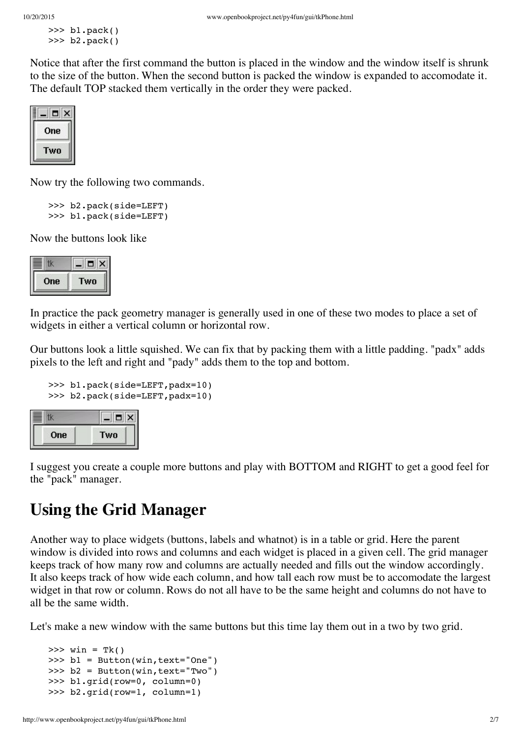```
>>> b1.pack()
>>> b2.pack()
```

Notice that after the first command the button is placed in the window and the window itself is shrunk to the size of the button. When the second button is packed the window is expanded to accomodate it. The default TOP stacked them vertically in the order they were packed.

Now try the following two commands.

```
>>> b2.pack(side=LEFT)
>>> b1.pack(side=LEFT)
```

Now the buttons look like

In practice the pack geometry manager is generally used in one of these two modes to place a set of widgets in either a vertical column or horizontal row.

Our buttons look a little squished. We can fix that by packing them with a little padding. "padx" adds pixels to the left and right and "pady" adds them to the top and bottom.

```
>>> b1.pack(side=LEFT,padx=10)
>>> b2.pack(side=LEFT,padx=10)
```

I suggest you create a couple more buttons and play with BOTTOM and RIGHT to get a good feel for the "pack" manager.

## Using the Grid Manager

Another way to place widgets (buttons, labels and whatnot) is in a table or grid. Here the parent window is divided into rows and columns and each widget is placed in a given cell. The grid manager keeps track of how many row and columns are actually needed and fills out the window accordingly. It also keeps track of how wide each column, and how tall each row must be to accomodate the largest widget in that row or column. Rows do not all have to be the same height and columns do not have to all be the same width.

Let's make a new window with the same buttons but this time lay them out in a two by two grid.

```
>>> win = Tk()
>>> b1 = Button(win,text="One")
>>> b2 = Button(win,text="Two")
>>> b1.grid(row=0, column=0)
>>> b2.grid(row=1, column=1)
```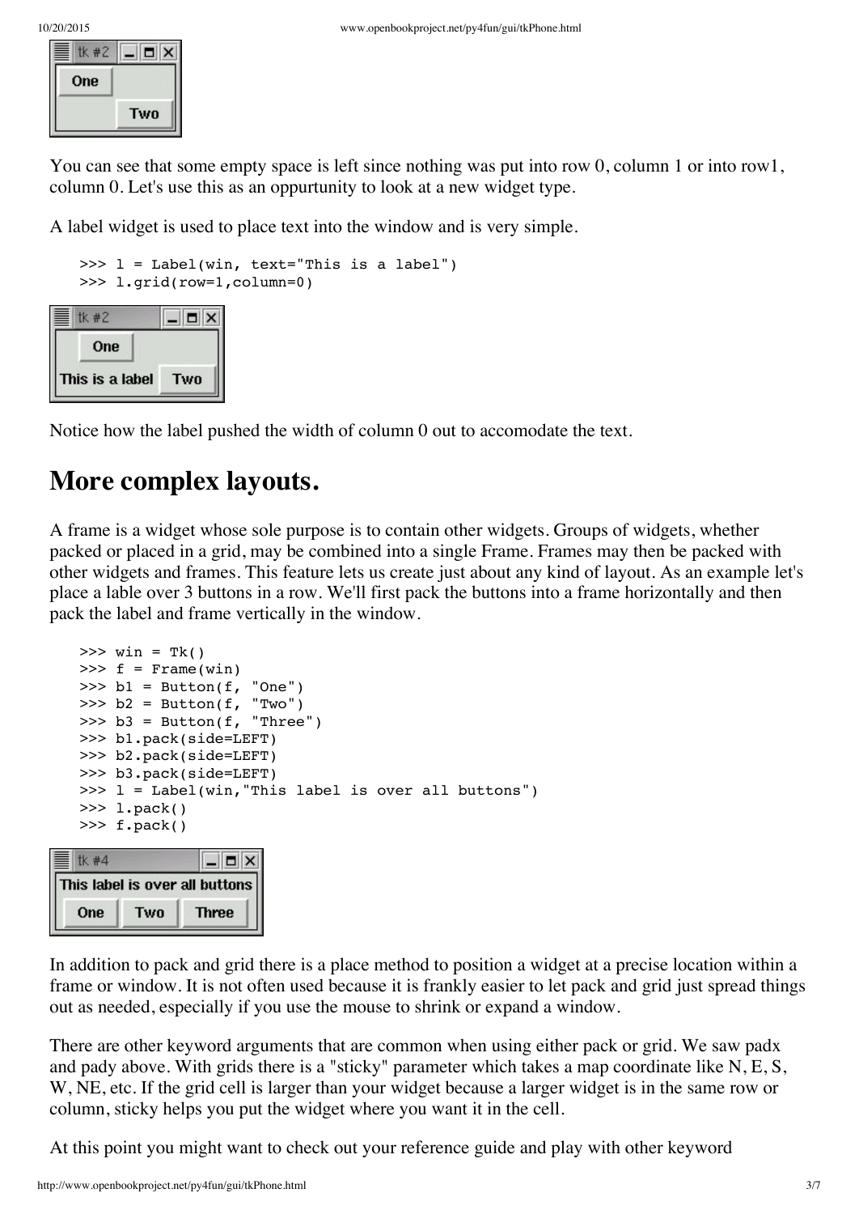You can see that some empty space is left since nothing was put into row 0, column 1 or into row1, column 0. Let's use this as an oppurtunity to look at a new widget type.

A label widget is used to place text into the window and is very simple.

```
>>> l = Label(win, text="This is a label")
>>> l.grid(row=1,column=0)
```

Notice how the label pushed the width of column 0 out to accomodate the text.

## More complex layouts.

A frame is a widget whose sole purpose is to contain other widgets. Groups of widgets, whether packed or placed in a grid, may be combined into a single Frame. Frames may then be packed with other widgets and frames. This feature lets us create just about any kind of layout. As an example let's place a lable over 3 buttons in a row. We'll first pack the buttons into a frame horizontally and then pack the label and frame vertically in the window.

```
>>> win = Tk()
>>> f = Frame(win)
>>> b1 = Button(f, "One")
>>> b2 = Button(f, "Two")
>>> b3 = Button(f, "Three")
>>> b1.pack(side=LEFT)
>>> b2.pack(side=LEFT)
>>> b3.pack(side=LEFT)
>>> l = Label(win,"This label is over all buttons")
>>> l.pack()
>>> f.pack()
```

In addition to pack and grid there is a place method to position a widget at a precise location within a frame or window. It is not often used because it is frankly easier to let pack and grid just spread things out as needed, especially if you use the mouse to shrink or expand a window.

There are other keyword arguments that are common when using either pack or grid. We saw padx and pady above. With grids there is a "sticky" parameter which takes a map coordinate like N, E, S, W, NE, etc. If the grid cell is larger than your widget because a larger widget is in the same row or column, sticky helps you put the widget where you want it in the cell.

At this point you might want to check out your reference guide and play with other keyword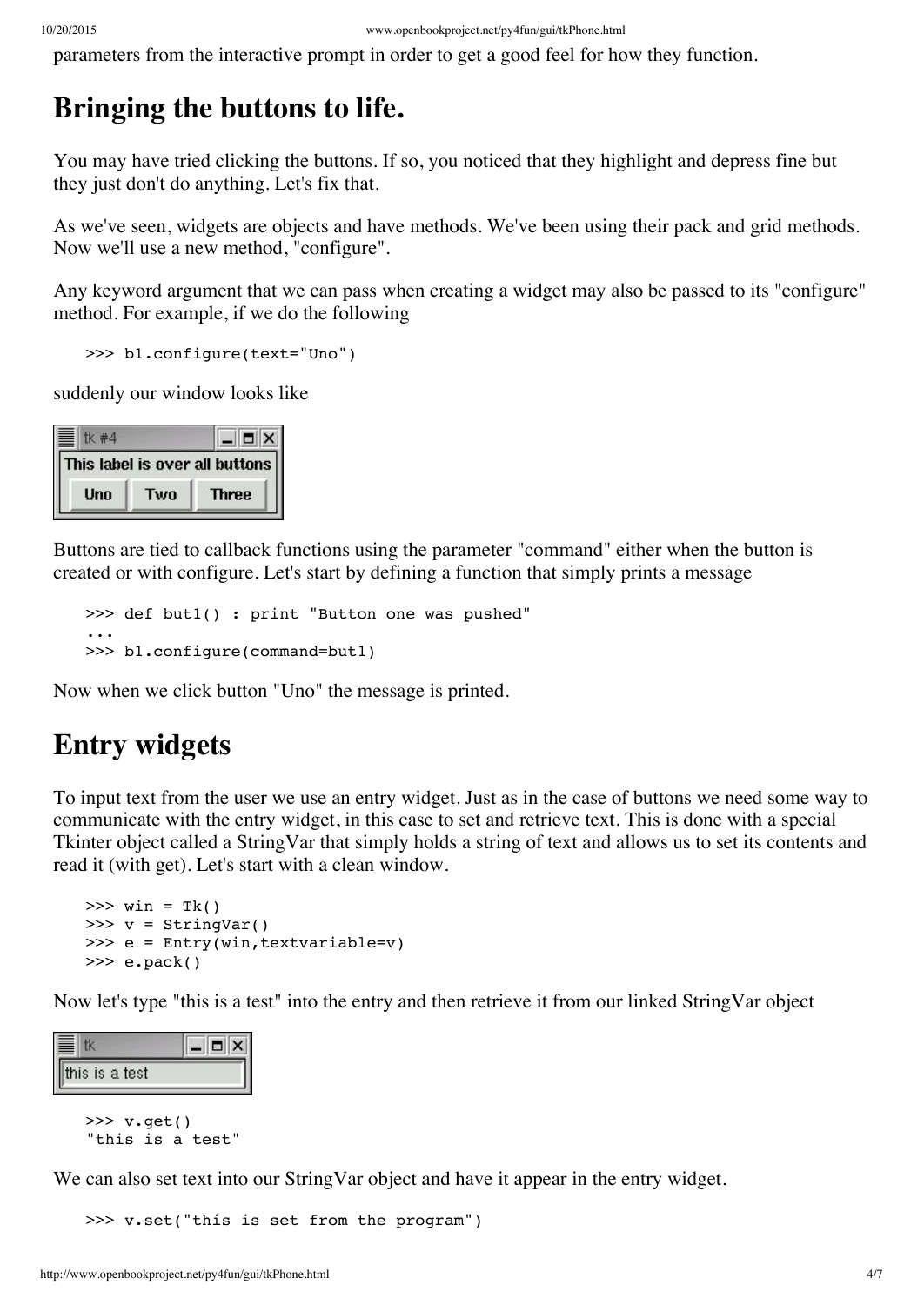parameters from the interactive prompt in order to get a good feel for how they function.

## Bringing the buttons to life.

You may have tried clicking the buttons. If so, you noticed that they highlight and depress fine but they just don't do anything. Let's fix that.

As we've seen, widgets are objects and have methods. We've been using their pack and grid methods. Now we'll use a new method, "configure".

Any keyword argument that we can pass when creating a widget may also be passed to its "configure" method. For example, if we do the following

```
>>> b1.configure(text="Uno")
```

suddenly our window looks like

Buttons are tied to callback functions using the parameter "command" either when the button is created or with configure. Let's start by defining a function that simply prints a message

```
>>> def but1() : print "Button one was pushed"
...
>>> b1.configure(command=but1)
```

Now when we click button "Uno" the message is printed.

## Entry widgets

To input text from the user we use an entry widget. Just as in the case of buttons we need some way to communicate with the entry widget, in this case to set and retrieve text. This is done with a special Tkinter object called a StringVar that simply holds a string of text and allows us to set its contents and read it (with get). Let's start with a clean window.

```
>>> win = Tk()
>>> v = StringVar()
>>> e = Entry(win,textvariable=v)
>>> e.pack()
```

Now let's type "this is a test" into the entry and then retrieve it from our linked StringVar object

```
>>> v.get()
"this is a test"
```

We can also set text into our StringVar object and have it appear in the entry widget.

```
>>> v.set("this is set from the program")
```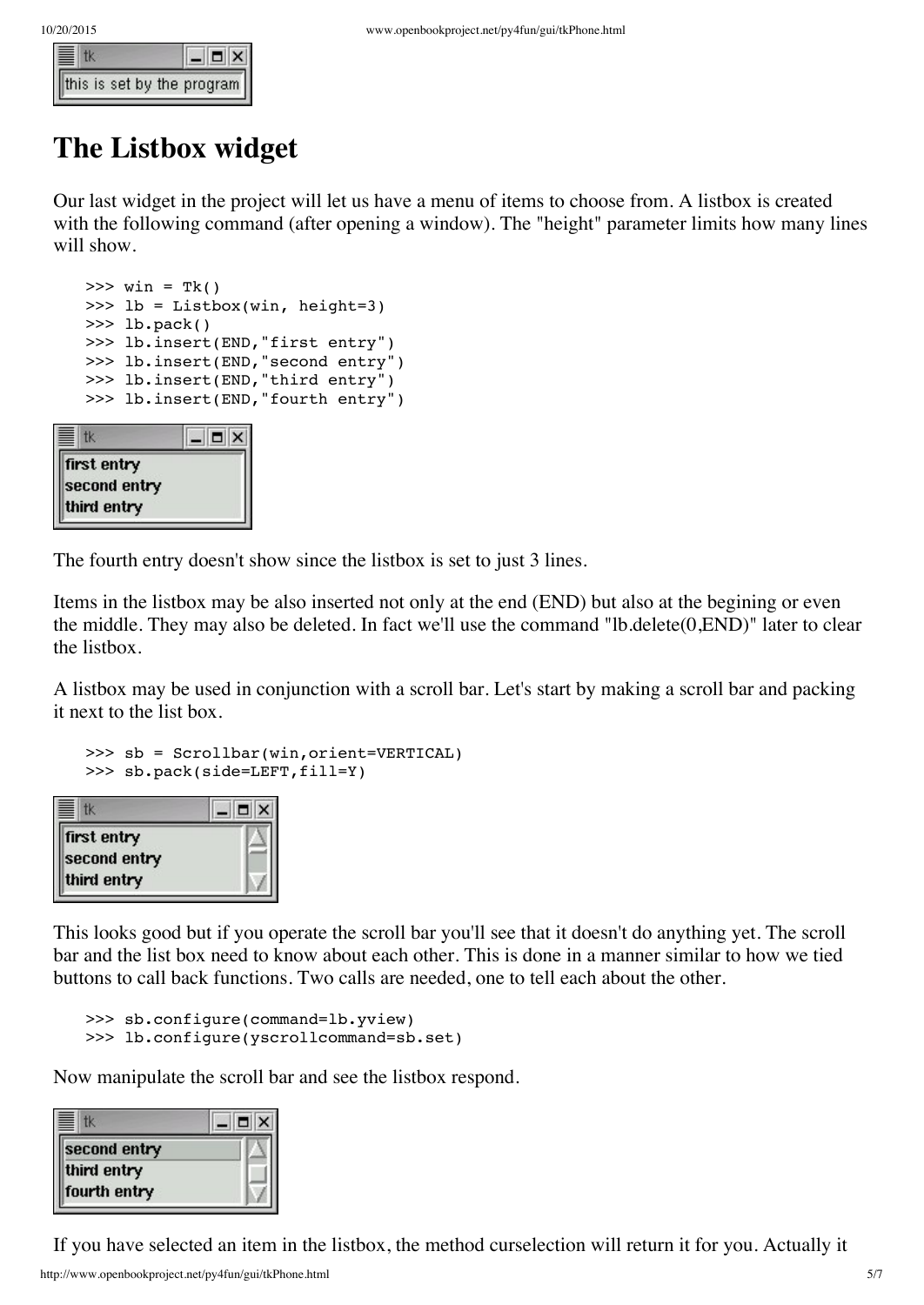# The Listbox widget

Our last widget in the project will let us have a menu of items to choose from. A listbox is created with the following command (after opening a window). The "height" parameter limits how many lines will show.

```
>>> win = Tk()
>>> lb = Listbox(win, height=3)
>>> lb.pack()
>>> lb.insert(END,"first entry")
>>> lb.insert(END,"second entry")
>>> lb.insert(END,"third entry")
>>> lb.insert(END,"fourth entry")
```

The fourth entry doesn't show since the listbox is set to just 3 lines.

Items in the listbox may be also inserted not only at the end (END) but also at the begining or even the middle. They may also be deleted. In fact we'll use the command "lb.delete(0,END)" later to clear the listbox.

A listbox may be used in conjunction with a scroll bar. Let's start by making a scroll bar and packing it next to the list box.

```
>>> sb = Scrollbar(win,orient=VERTICAL)
>>> sb.pack(side=LEFT,fill=Y)
```

This looks good but if you operate the scroll bar you'll see that it doesn't do anything yet. The scroll bar and the list box need to know about each other. This is done in a manner similar to how we tied buttons to call back functions. Two calls are needed, one to tell each about the other.

```
>>> sb.configure(command=lb.yview)
>>> lb.configure(yscrollcommand=sb.set)
```

Now manipulate the scroll bar and see the listbox respond.

If you have selected an item in the listbox, the method curselection will return it for you. Actually it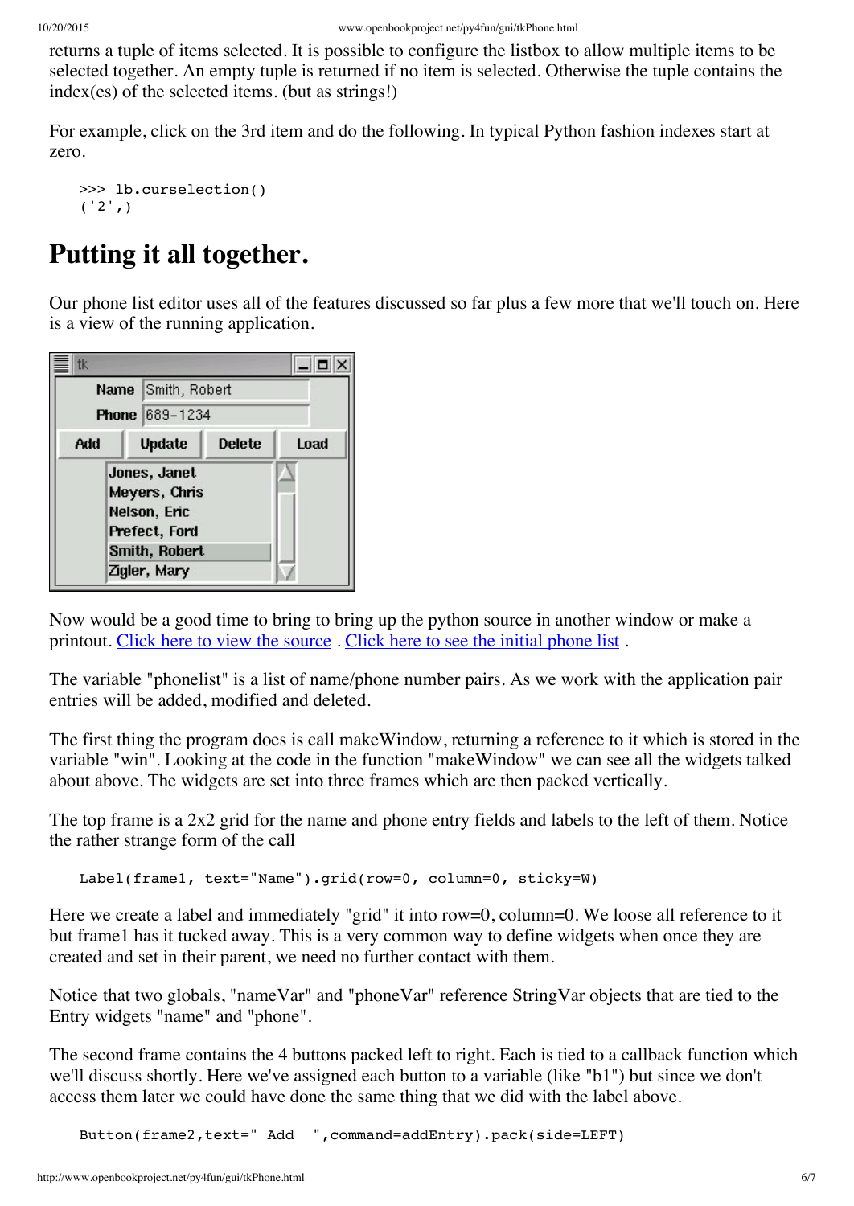returns a tuple of items selected. It is possible to configure the listbox to allow multiple items to be selected together. An empty tuple is returned if no item is selected. Otherwise the tuple contains the index(es) of the selected items. (but as strings!)

For example, click on the 3rd item and do the following. In typical Python fashion indexes start at zero.

```
>>> lb.curselection()
('2',)
```

# Putting it all together.

Our phone list editor uses all of the features discussed so far plus a few more that we'll touch on. Here is a view of the running application.

Now would be a good time to bring to bring up the python source in another window or make a printout. [Click here to view the source](). [Click here to see the initial phone list]().

The variable "phonelist" is a list of name/phone number pairs. As we work with the application pair entries will be added, modified and deleted.

The first thing the program does is call makeWindow, returning a reference to it which is stored in the variable "win". Looking at the code in the function "makeWindow" we can see all the widgets talked about above. The widgets are set into three frames which are then packed vertically.

The top frame is a 2x2 grid for the name and phone entry fields and labels to the left of them. Notice the rather strange form of the call

```
Label(frame1, text="Name").grid(row=0, column=0, sticky=W)
```

Here we create a label and immediately "grid" it into row=0, column=0. We loose all reference to it but frame1 has it tucked away. This is a very common way to define widgets when once they are created and set in their parent, we need no further contact with them.

Notice that two globals, "nameVar" and "phoneVar" reference StringVar objects that are tied to the Entry widgets "name" and "phone".

The second frame contains the 4 buttons packed left to right. Each is tied to a callback function which we'll discuss shortly. Here we've assigned each button to a variable (like "b1") but since we don't access them later we could have done the same thing that we did with the label above.

```
Button(frame2,text=" Add  ",command=addEntry).pack(side=LEFT)
```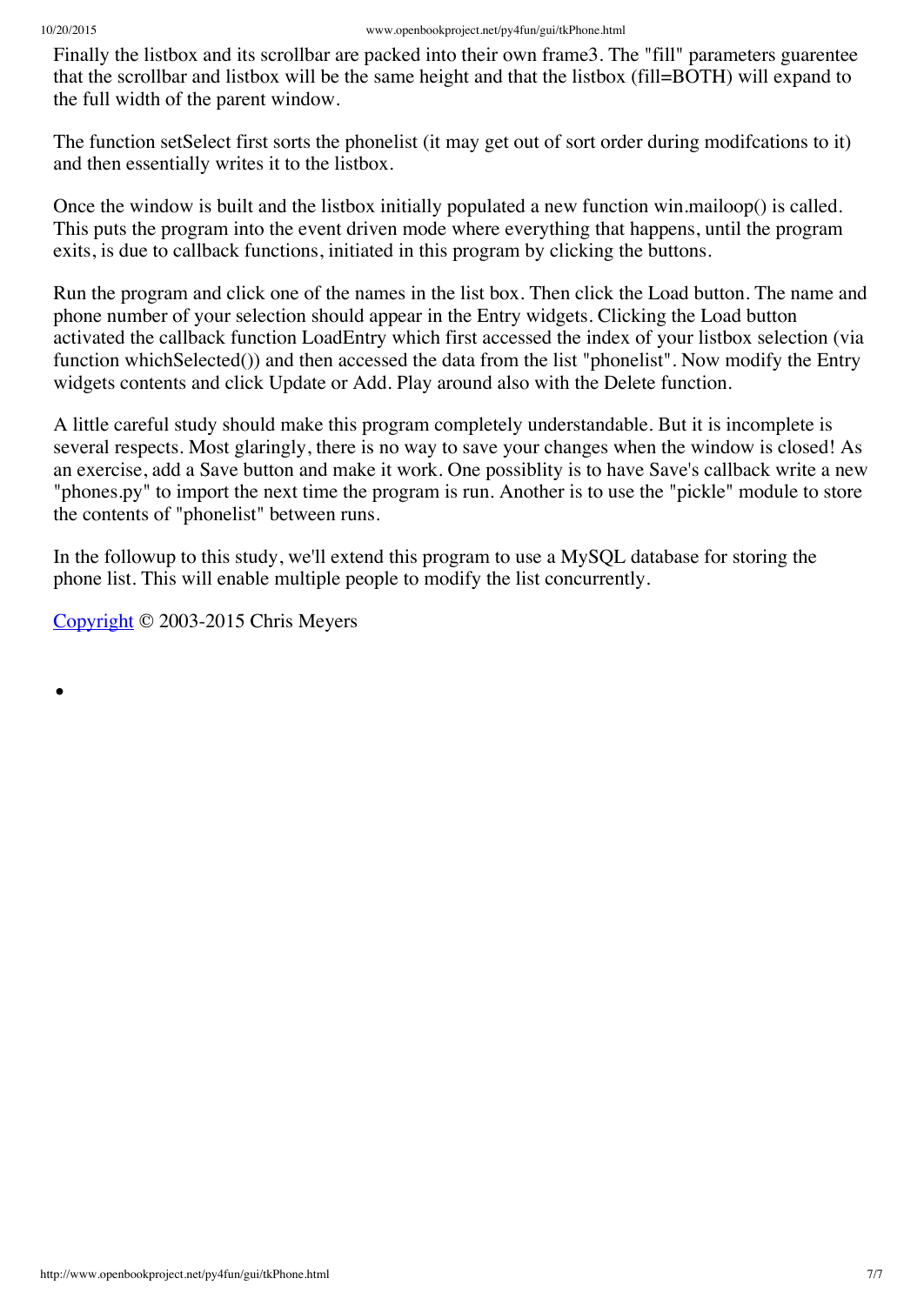Finally the listbox and its scrollbar are packed into their own frame3. The "fill" parameters guarentee that the scrollbar and listbox will be the same height and that the listbox (fill=BOTH) will expand to the full width of the parent window.

The function setSelect first sorts the phonelist (it may get out of sort order during modifcations to it) and then essentially writes it to the listbox.

Once the window is built and the listbox initially populated a new function win.mailoop() is called. This puts the program into the event driven mode where everything that happens, until the program exits, is due to callback functions, initiated in this program by clicking the buttons.

Run the program and click one of the names in the list box. Then click the Load button. The name and phone number of your selection should appear in the Entry widgets. Clicking the Load button activated the callback function LoadEntry which first accessed the index of your listbox selection (via function whichSelected()) and then accessed the data from the list "phonelist". Now modify the Entry widgets contents and click Update or Add. Play around also with the Delete function.

A little careful study should make this program completely understandable. But it is incomplete is several respects. Most glaringly, there is no way to save your changes when the window is closed! As an exercise, add a Save button and make it work. One possiblity is to have Save's callback write a new "phones.py" to import the next time the program is run. Another is to use the "pickle" module to store the contents of "phonelist" between runs.

In the followup to this study, we'll extend this program to use a MySQL database for storing the phone list. This will enable multiple people to modify the list concurrently.

Copyright © 2003-2015 Chris Meyers

-